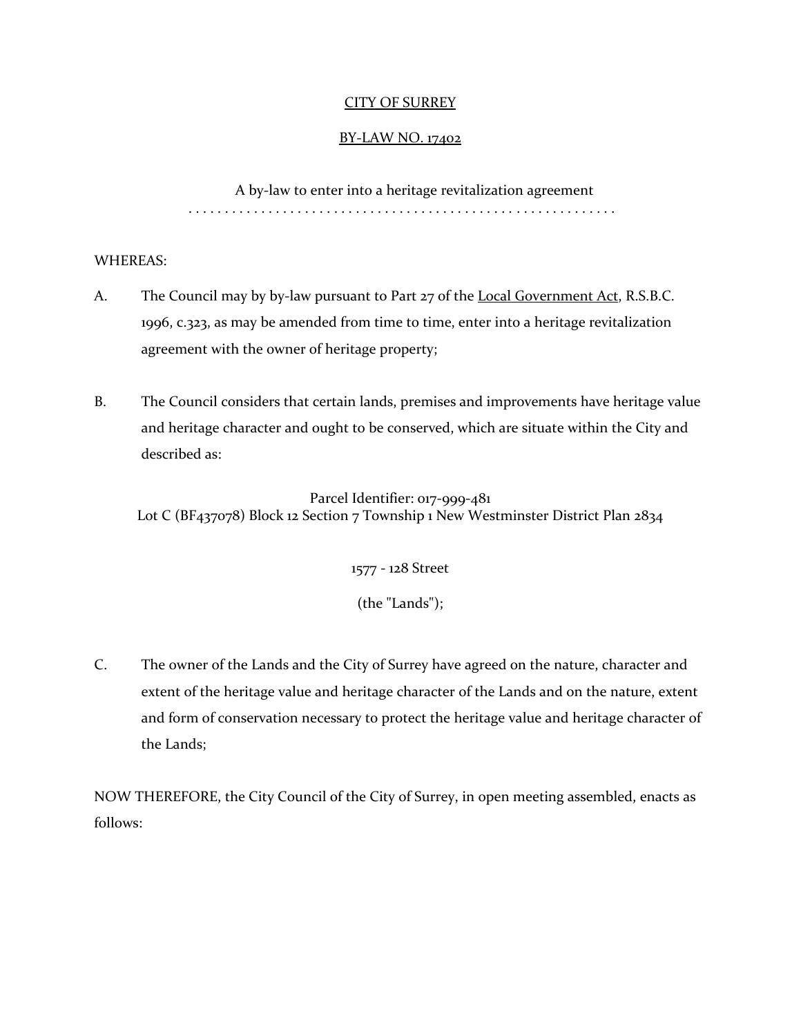CITY OF SURREY

BY-LAW NO. 17402

A by-law to enter into a heritage revitalization agreement

. . . . . . . . . . . . . . . . . . . . . . . . . . . . . . . . . . . . . . . . . . . . . . . . . . . . . . . .

WHEREAS:

A. The Council may by by-law pursuant to Part 27 of the Local Government Act, R.S.B.C. 1996, c.323, as may be amended from time to time, enter into a heritage revitalization agreement with the owner of heritage property;

B. The Council considers that certain lands, premises and improvements have heritage value and heritage character and ought to be conserved, which are situate within the City and described as:

Parcel Identifier: 017-999-481
Lot C (BF437078) Block 12 Section 7 Township 1 New Westminster District Plan 2834

1577 - 128 Street

(the "Lands");

C. The owner of the Lands and the City of Surrey have agreed on the nature, character and extent of the heritage value and heritage character of the Lands and on the nature, extent and form of conservation necessary to protect the heritage value and heritage character of the Lands;

NOW THEREFORE, the City Council of the City of Surrey, in open meeting assembled, enacts as follows: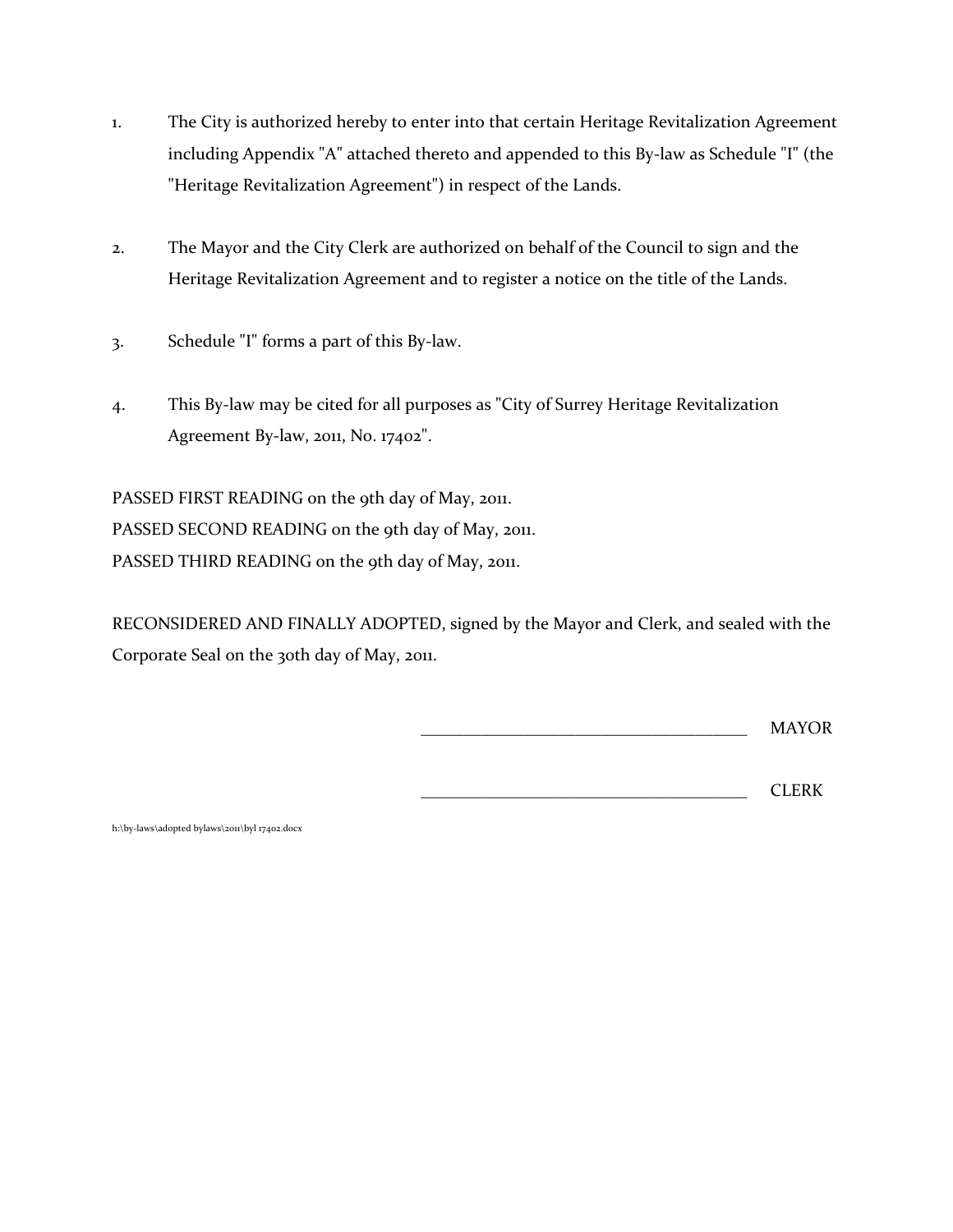1. The City is authorized hereby to enter into that certain Heritage Revitalization Agreement including Appendix "A" attached thereto and appended to this By-law as Schedule "I" (the "Heritage Revitalization Agreement") in respect of the Lands.

2. The Mayor and the City Clerk are authorized on behalf of the Council to sign and the Heritage Revitalization Agreement and to register a notice on the title of the Lands.

3. Schedule "I" forms a part of this By-law.

4. This By-law may be cited for all purposes as "City of Surrey Heritage Revitalization Agreement By-law, 2011, No. 17402".

PASSED FIRST READING on the 9th day of May, 2011.
PASSED SECOND READING on the 9th day of May, 2011.
PASSED THIRD READING on the 9th day of May, 2011.

RECONSIDERED AND FINALLY ADOPTED, signed by the Mayor and Clerk, and sealed with the Corporate Seal on the 30th day of May, 2011.

______________________________________ MAYOR

______________________________________ CLERK

h:\by-laws\adopted bylaws\2011\byl 17402.docx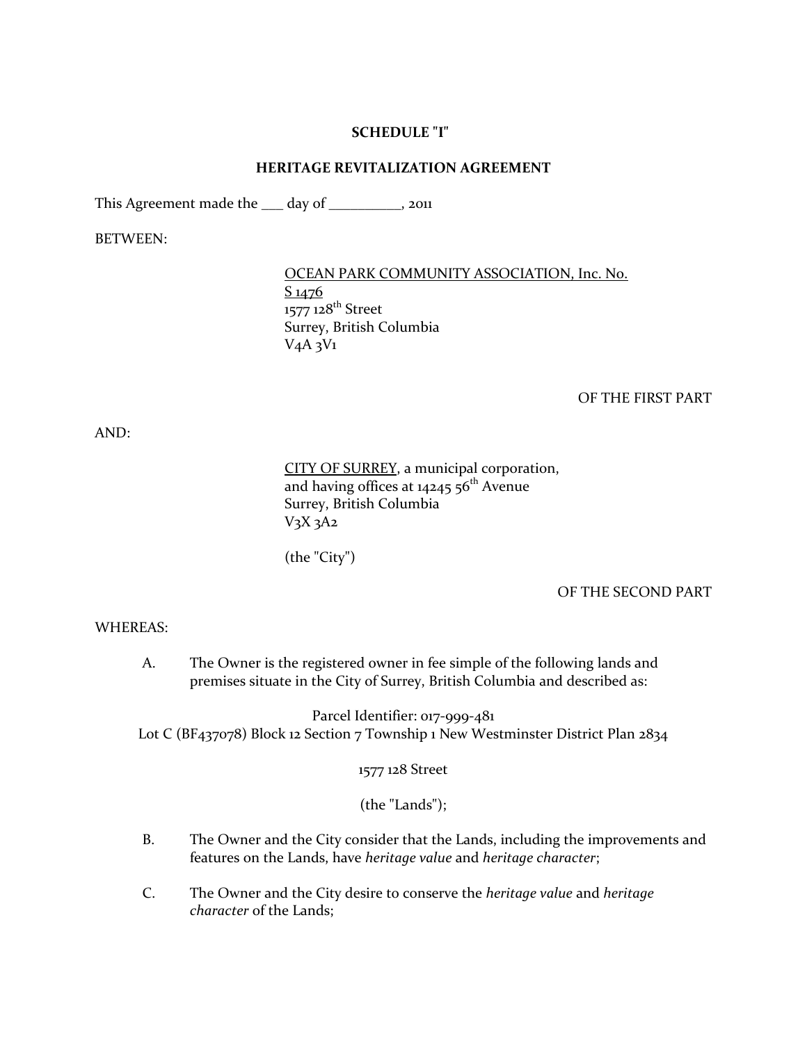**SCHEDULE "I"**

**HERITAGE REVITALIZATION AGREEMENT**

This Agreement made the ___ day of _________, 2011

BETWEEN:

OCEAN PARK COMMUNITY ASSOCIATION, Inc. No. S 1476
1577 128th Street
Surrey, British Columbia
V4A 3V1

OF THE FIRST PART

AND:

CITY OF SURREY, a municipal corporation,
and having offices at 14245 56th Avenue
Surrey, British Columbia
V3X 3A2

(the "City")

OF THE SECOND PART

WHEREAS:

A. The Owner is the registered owner in fee simple of the following lands and premises situate in the City of Surrey, British Columbia and described as:

Parcel Identifier: 017-999-481
Lot C (BF437078) Block 12 Section 7 Township 1 New Westminster District Plan 2834

1577 128 Street

(the "Lands");

B. The Owner and the City consider that the Lands, including the improvements and features on the Lands, have *heritage value* and *heritage character*;

C. The Owner and the City desire to conserve the *heritage value* and *heritage character* of the Lands;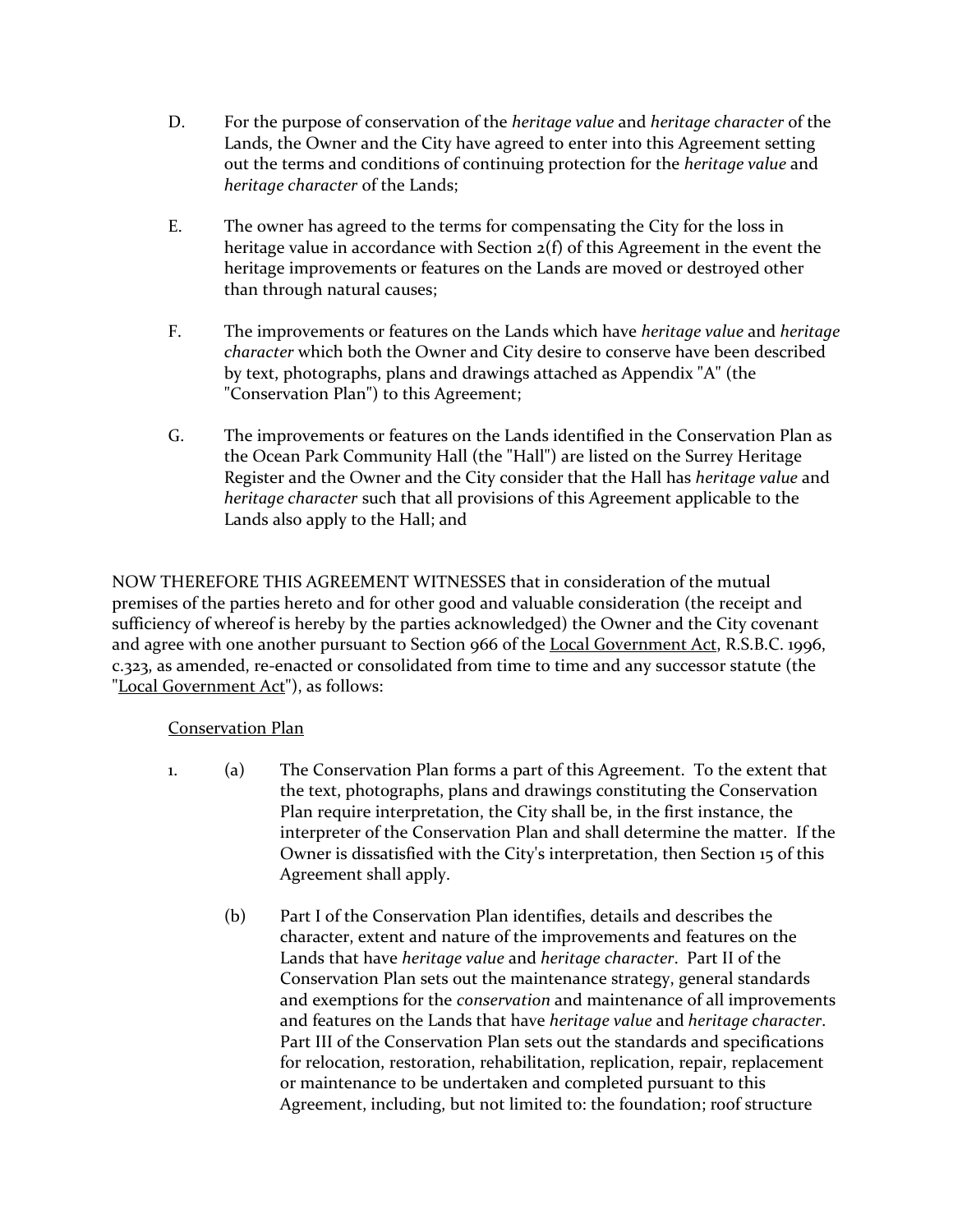D. For the purpose of conservation of the *heritage value* and *heritage character* of the Lands, the Owner and the City have agreed to enter into this Agreement setting out the terms and conditions of continuing protection for the *heritage value* and *heritage character* of the Lands;

E. The owner has agreed to the terms for compensating the City for the loss in heritage value in accordance with Section 2(f) of this Agreement in the event the heritage improvements or features on the Lands are moved or destroyed other than through natural causes;

F. The improvements or features on the Lands which have *heritage value* and *heritage character* which both the Owner and City desire to conserve have been described by text, photographs, plans and drawings attached as Appendix "A" (the "Conservation Plan") to this Agreement;

G. The improvements or features on the Lands identified in the Conservation Plan as the Ocean Park Community Hall (the "Hall") are listed on the Surrey Heritage Register and the Owner and the City consider that the Hall has *heritage value* and *heritage character* such that all provisions of this Agreement applicable to the Lands also apply to the Hall; and

NOW THEREFORE THIS AGREEMENT WITNESSES that in consideration of the mutual premises of the parties hereto and for other good and valuable consideration (the receipt and sufficiency of whereof is hereby by the parties acknowledged) the Owner and the City covenant and agree with one another pursuant to Section 966 of the Local Government Act, R.S.B.C. 1996, c.323, as amended, re-enacted or consolidated from time to time and any successor statute (the "Local Government Act"), as follows:

Conservation Plan

1. (a) The Conservation Plan forms a part of this Agreement. To the extent that the text, photographs, plans and drawings constituting the Conservation Plan require interpretation, the City shall be, in the first instance, the interpreter of the Conservation Plan and shall determine the matter. If the Owner is dissatisfied with the City's interpretation, then Section 15 of this Agreement shall apply.

   (b) Part I of the Conservation Plan identifies, details and describes the character, extent and nature of the improvements and features on the Lands that have *heritage value* and *heritage character*. Part II of the Conservation Plan sets out the maintenance strategy, general standards and exemptions for the *conservation* and maintenance of all improvements and features on the Lands that have *heritage value* and *heritage character*. Part III of the Conservation Plan sets out the standards and specifications for relocation, restoration, rehabilitation, replication, repair, replacement or maintenance to be undertaken and completed pursuant to this Agreement, including, but not limited to: the foundation; roof structure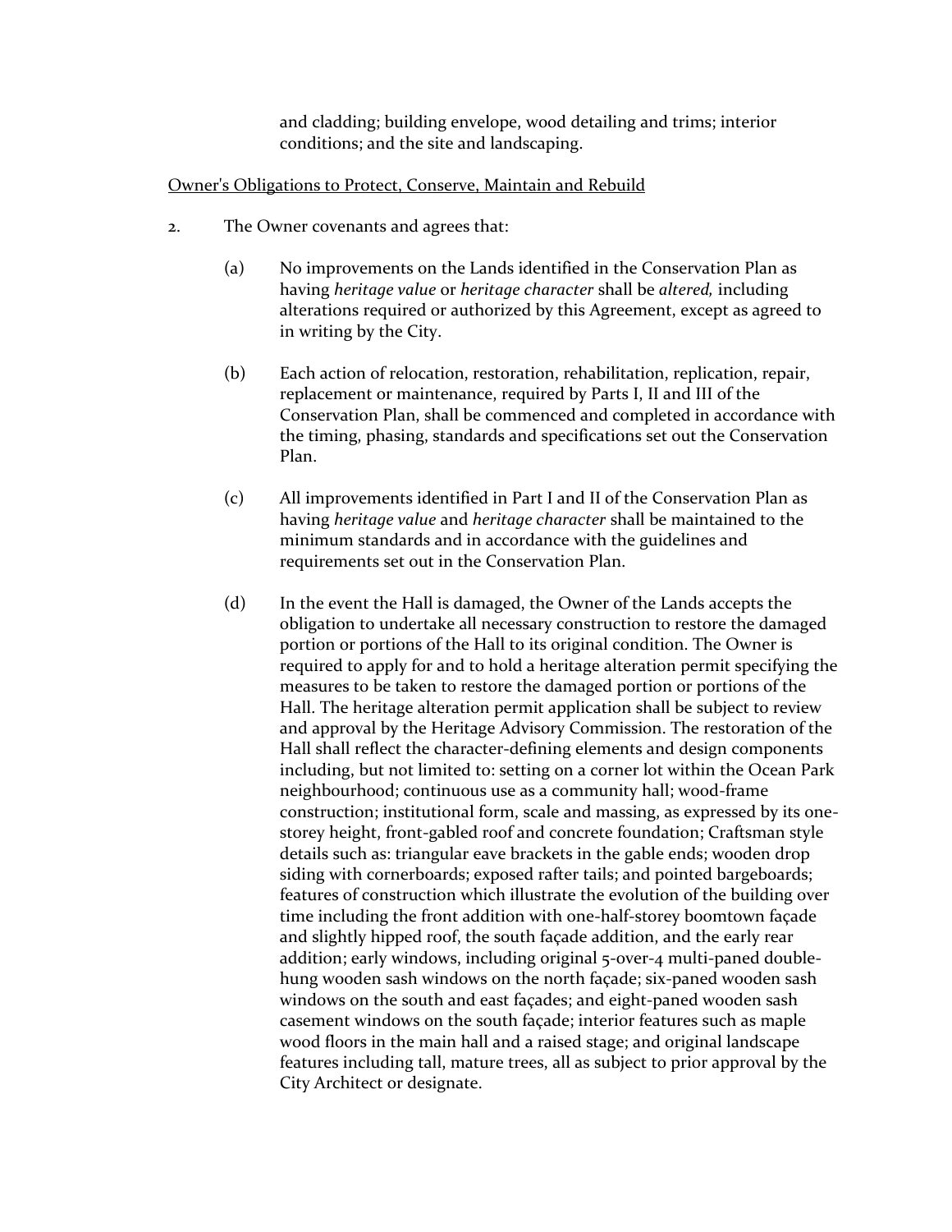and cladding; building envelope, wood detailing and trims; interior conditions; and the site and landscaping.

<u>Owner's Obligations to Protect, Conserve, Maintain and Rebuild</u>

2. The Owner covenants and agrees that:

   (a) No improvements on the Lands identified in the Conservation Plan as having *heritage value* or *heritage character* shall be *altered,* including alterations required or authorized by this Agreement, except as agreed to in writing by the City.

   (b) Each action of relocation, restoration, rehabilitation, replication, repair, replacement or maintenance, required by Parts I, II and III of the Conservation Plan, shall be commenced and completed in accordance with the timing, phasing, standards and specifications set out the Conservation Plan.

   (c) All improvements identified in Part I and II of the Conservation Plan as having *heritage value* and *heritage character* shall be maintained to the minimum standards and in accordance with the guidelines and requirements set out in the Conservation Plan.

   (d) In the event the Hall is damaged, the Owner of the Lands accepts the obligation to undertake all necessary construction to restore the damaged portion or portions of the Hall to its original condition. The Owner is required to apply for and to hold a heritage alteration permit specifying the measures to be taken to restore the damaged portion or portions of the Hall. The heritage alteration permit application shall be subject to review and approval by the Heritage Advisory Commission. The restoration of the Hall shall reflect the character-defining elements and design components including, but not limited to: setting on a corner lot within the Ocean Park neighbourhood; continuous use as a community hall; wood-frame construction; institutional form, scale and massing, as expressed by its one-storey height, front-gabled roof and concrete foundation; Craftsman style details such as: triangular eave brackets in the gable ends; wooden drop siding with cornerboards; exposed rafter tails; and pointed bargeboards; features of construction which illustrate the evolution of the building over time including the front addition with one-half-storey boomtown façade and slightly hipped roof, the south façade addition, and the early rear addition; early windows, including original 5-over-4 multi-paned double-hung wooden sash windows on the north façade; six-paned wooden sash windows on the south and east façades; and eight-paned wooden sash casement windows on the south façade; interior features such as maple wood floors in the main hall and a raised stage; and original landscape features including tall, mature trees, all as subject to prior approval by the City Architect or designate.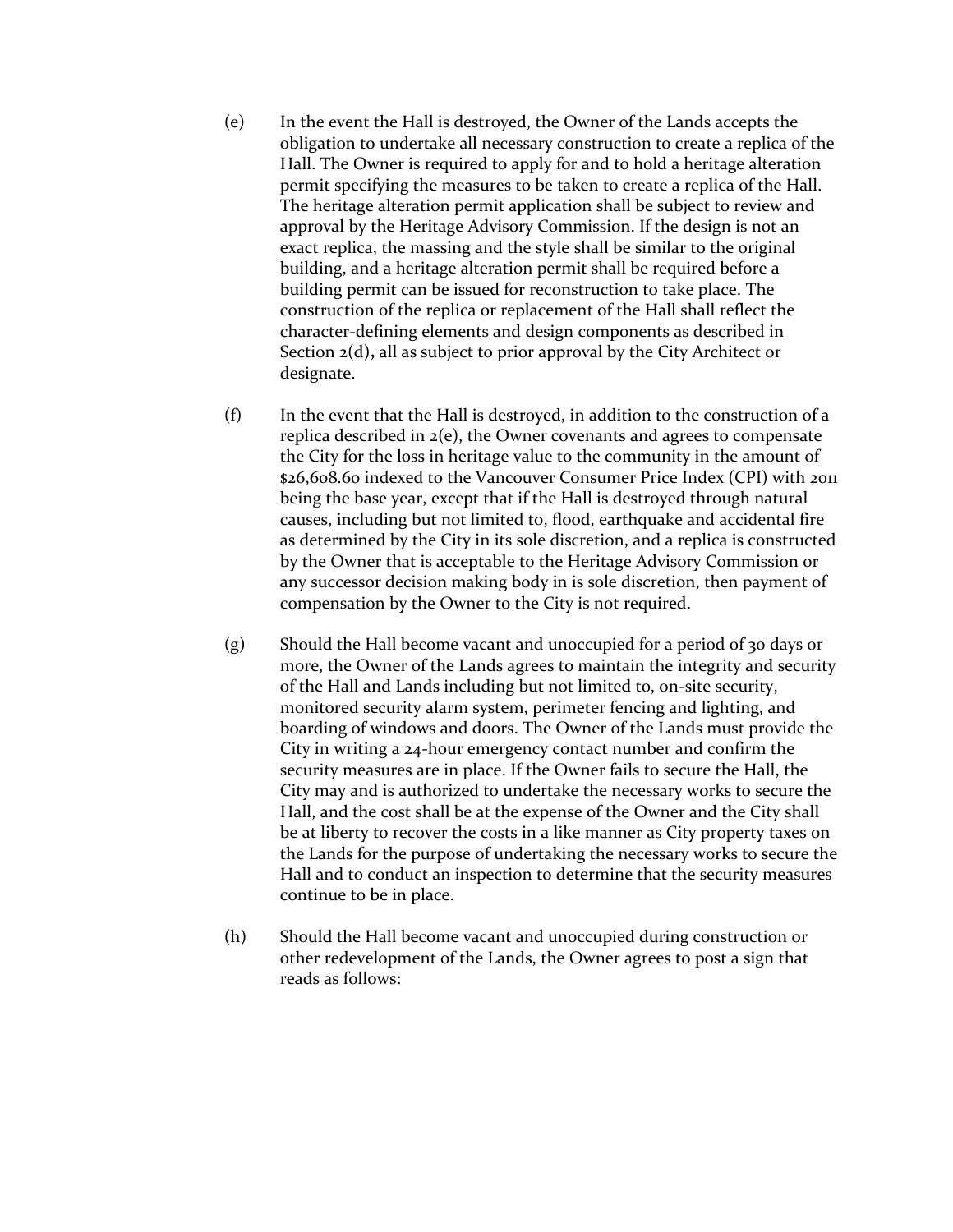(e) In the event the Hall is destroyed, the Owner of the Lands accepts the obligation to undertake all necessary construction to create a replica of the Hall. The Owner is required to apply for and to hold a heritage alteration permit specifying the measures to be taken to create a replica of the Hall. The heritage alteration permit application shall be subject to review and approval by the Heritage Advisory Commission. If the design is not an exact replica, the massing and the style shall be similar to the original building, and a heritage alteration permit shall be required before a building permit can be issued for reconstruction to take place. The construction of the replica or replacement of the Hall shall reflect the character-defining elements and design components as described in Section 2(d), all as subject to prior approval by the City Architect or designate.

(f) In the event that the Hall is destroyed, in addition to the construction of a replica described in 2(e), the Owner covenants and agrees to compensate the City for the loss in heritage value to the community in the amount of $26,608.60 indexed to the Vancouver Consumer Price Index (CPI) with 2011 being the base year, except that if the Hall is destroyed through natural causes, including but not limited to, flood, earthquake and accidental fire as determined by the City in its sole discretion, and a replica is constructed by the Owner that is acceptable to the Heritage Advisory Commission or any successor decision making body in is sole discretion, then payment of compensation by the Owner to the City is not required.

(g) Should the Hall become vacant and unoccupied for a period of 30 days or more, the Owner of the Lands agrees to maintain the integrity and security of the Hall and Lands including but not limited to, on-site security, monitored security alarm system, perimeter fencing and lighting, and boarding of windows and doors. The Owner of the Lands must provide the City in writing a 24-hour emergency contact number and confirm the security measures are in place. If the Owner fails to secure the Hall, the City may and is authorized to undertake the necessary works to secure the Hall, and the cost shall be at the expense of the Owner and the City shall be at liberty to recover the costs in a like manner as City property taxes on the Lands for the purpose of undertaking the necessary works to secure the Hall and to conduct an inspection to determine that the security measures continue to be in place.

(h) Should the Hall become vacant and unoccupied during construction or other redevelopment of the Lands, the Owner agrees to post a sign that reads as follows: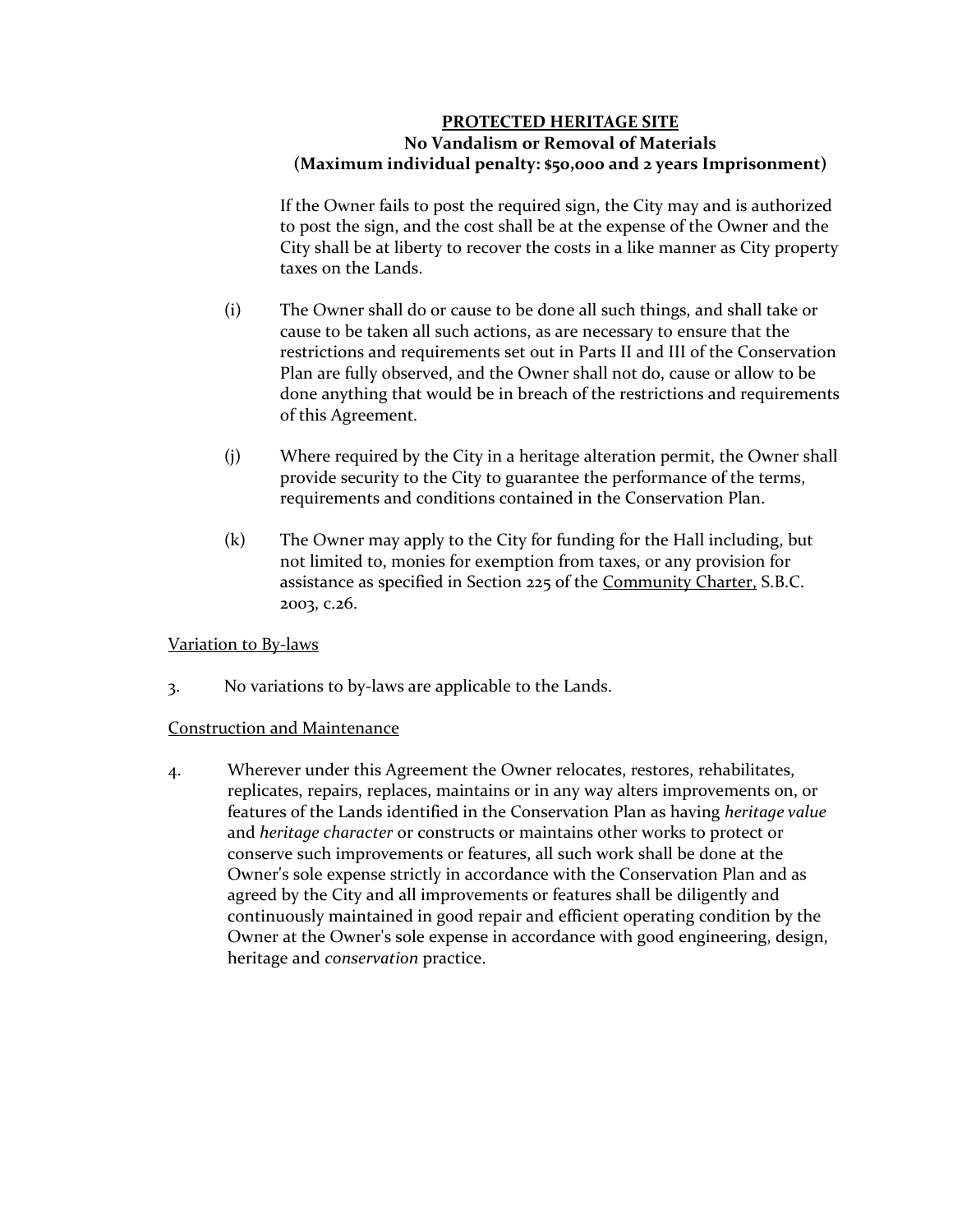**<u>PROTECTED HERITAGE SITE</u>**
**No Vandalism or Removal of Materials**
**(Maximum individual penalty: $50,000 and 2 years Imprisonment)**

If the Owner fails to post the required sign, the City may and is authorized to post the sign, and the cost shall be at the expense of the Owner and the City shall be at liberty to recover the costs in a like manner as City property taxes on the Lands.

(i) The Owner shall do or cause to be done all such things, and shall take or cause to be taken all such actions, as are necessary to ensure that the restrictions and requirements set out in Parts II and III of the Conservation Plan are fully observed, and the Owner shall not do, cause or allow to be done anything that would be in breach of the restrictions and requirements of this Agreement.

(j) Where required by the City in a heritage alteration permit, the Owner shall provide security to the City to guarantee the performance of the terms, requirements and conditions contained in the Conservation Plan.

(k) The Owner may apply to the City for funding for the Hall including, but not limited to, monies for exemption from taxes, or any provision for assistance as specified in Section 225 of the <u>Community Charter,</u> S.B.C. 2003, c.26.

<u>Variation to By-laws</u>

3. No variations to by-laws are applicable to the Lands.

<u>Construction and Maintenance</u>

4. Wherever under this Agreement the Owner relocates, restores, rehabilitates, replicates, repairs, replaces, maintains or in any way alters improvements on, or features of the Lands identified in the Conservation Plan as having *heritage value* and *heritage character* or constructs or maintains other works to protect or conserve such improvements or features, all such work shall be done at the Owner's sole expense strictly in accordance with the Conservation Plan and as agreed by the City and all improvements or features shall be diligently and continuously maintained in good repair and efficient operating condition by the Owner at the Owner's sole expense in accordance with good engineering, design, heritage and *conservation* practice.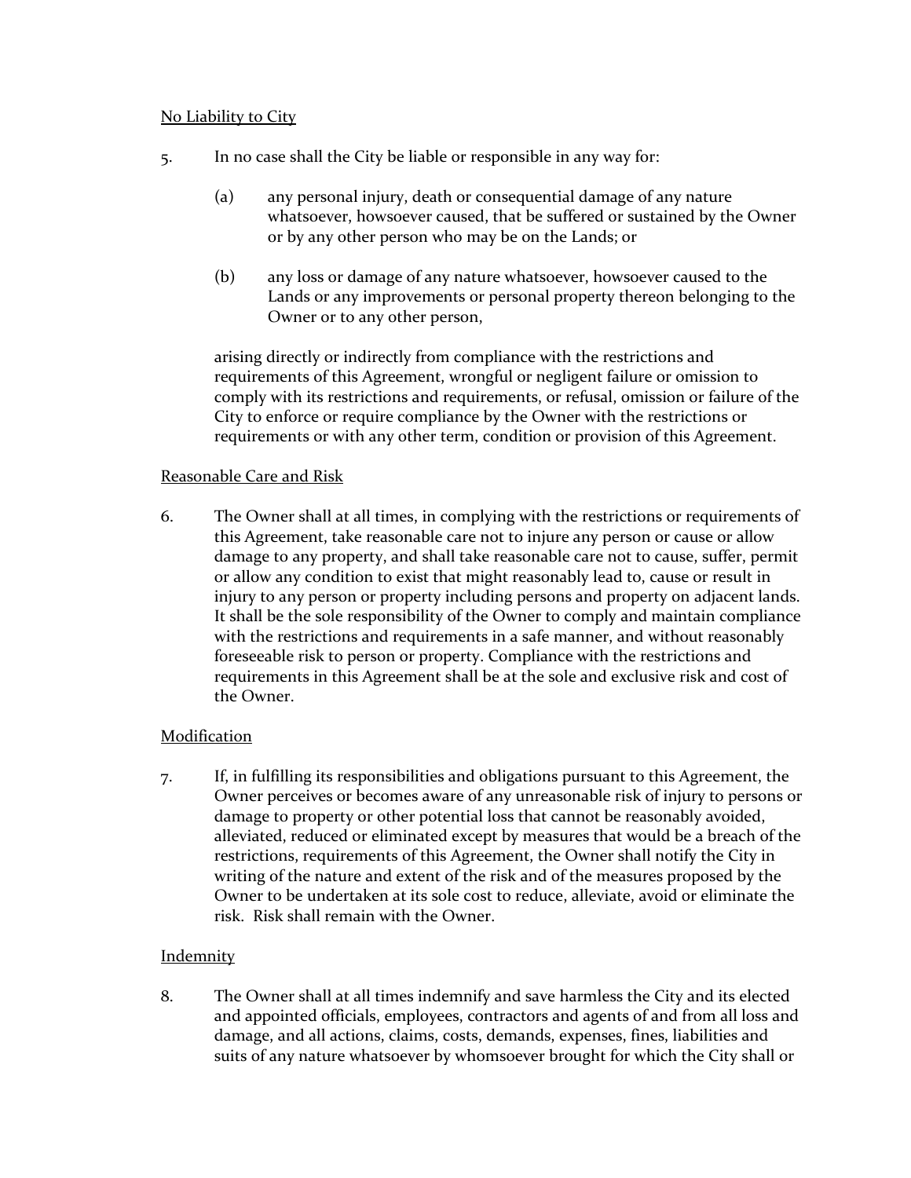<u>No Liability to City</u>

5. In no case shall the City be liable or responsible in any way for:

   (a) any personal injury, death or consequential damage of any nature whatsoever, howsoever caused, that be suffered or sustained by the Owner or by any other person who may be on the Lands; or

   (b) any loss or damage of any nature whatsoever, howsoever caused to the Lands or any improvements or personal property thereon belonging to the Owner or to any other person,

   arising directly or indirectly from compliance with the restrictions and requirements of this Agreement, wrongful or negligent failure or omission to comply with its restrictions and requirements, or refusal, omission or failure of the City to enforce or require compliance by the Owner with the restrictions or requirements or with any other term, condition or provision of this Agreement.

<u>Reasonable Care and Risk</u>

6. The Owner shall at all times, in complying with the restrictions or requirements of this Agreement, take reasonable care not to injure any person or cause or allow damage to any property, and shall take reasonable care not to cause, suffer, permit or allow any condition to exist that might reasonably lead to, cause or result in injury to any person or property including persons and property on adjacent lands. It shall be the sole responsibility of the Owner to comply and maintain compliance with the restrictions and requirements in a safe manner, and without reasonably foreseeable risk to person or property. Compliance with the restrictions and requirements in this Agreement shall be at the sole and exclusive risk and cost of the Owner.

<u>Modification</u>

7. If, in fulfilling its responsibilities and obligations pursuant to this Agreement, the Owner perceives or becomes aware of any unreasonable risk of injury to persons or damage to property or other potential loss that cannot be reasonably avoided, alleviated, reduced or eliminated except by measures that would be a breach of the restrictions, requirements of this Agreement, the Owner shall notify the City in writing of the nature and extent of the risk and of the measures proposed by the Owner to be undertaken at its sole cost to reduce, alleviate, avoid or eliminate the risk. Risk shall remain with the Owner.

<u>Indemnity</u>

8. The Owner shall at all times indemnify and save harmless the City and its elected and appointed officials, employees, contractors and agents of and from all loss and damage, and all actions, claims, costs, demands, expenses, fines, liabilities and suits of any nature whatsoever by whomsoever brought for which the City shall or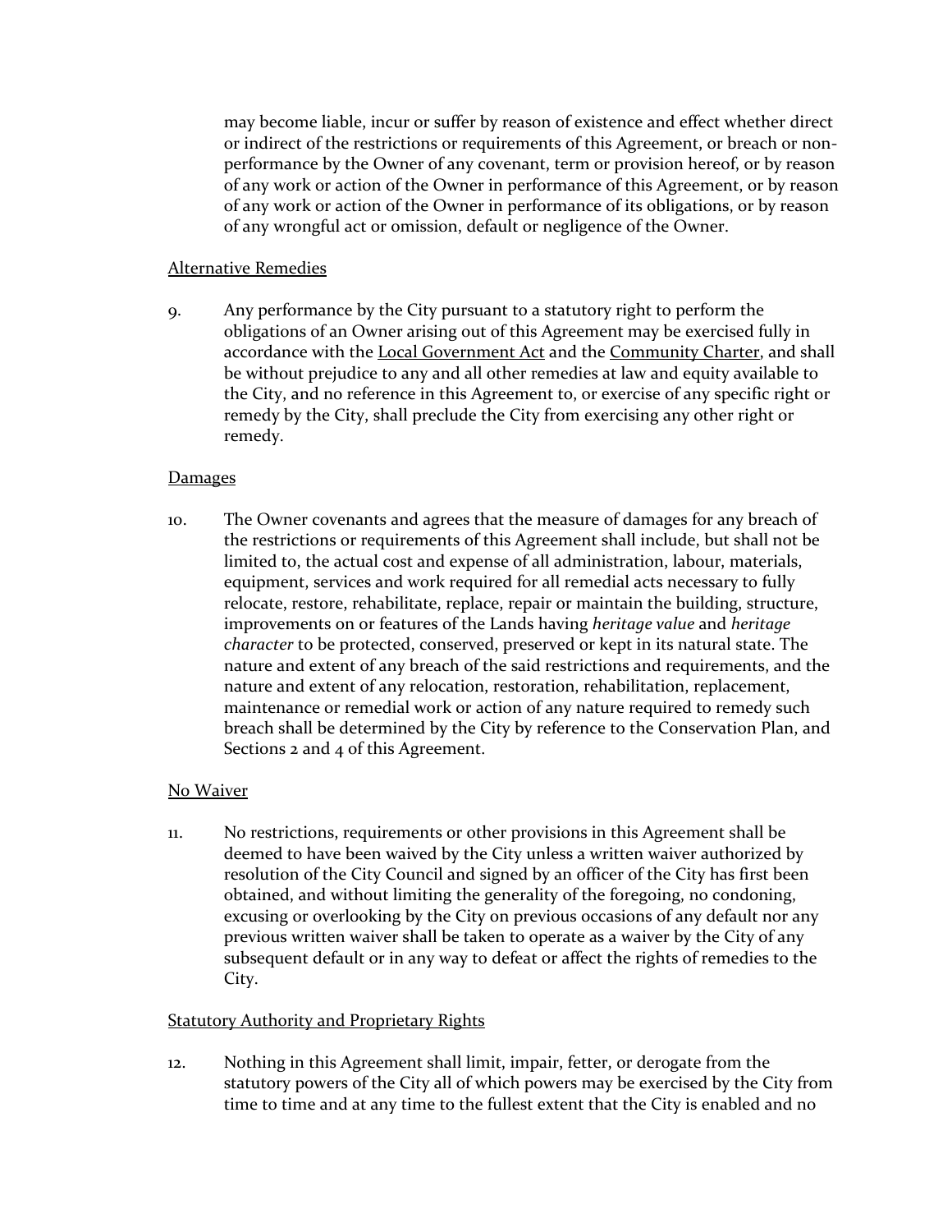may become liable, incur or suffer by reason of existence and effect whether direct or indirect of the restrictions or requirements of this Agreement, or breach or non-performance by the Owner of any covenant, term or provision hereof, or by reason of any work or action of the Owner in performance of this Agreement, or by reason of any work or action of the Owner in performance of its obligations, or by reason of any wrongful act or omission, default or negligence of the Owner.

Alternative Remedies

9. Any performance by the City pursuant to a statutory right to perform the obligations of an Owner arising out of this Agreement may be exercised fully in accordance with the Local Government Act and the Community Charter, and shall be without prejudice to any and all other remedies at law and equity available to the City, and no reference in this Agreement to, or exercise of any specific right or remedy by the City, shall preclude the City from exercising any other right or remedy.

Damages

10. The Owner covenants and agrees that the measure of damages for any breach of the restrictions or requirements of this Agreement shall include, but shall not be limited to, the actual cost and expense of all administration, labour, materials, equipment, services and work required for all remedial acts necessary to fully relocate, restore, rehabilitate, replace, repair or maintain the building, structure, improvements on or features of the Lands having *heritage value* and *heritage character* to be protected, conserved, preserved or kept in its natural state. The nature and extent of any breach of the said restrictions and requirements, and the nature and extent of any relocation, restoration, rehabilitation, replacement, maintenance or remedial work or action of any nature required to remedy such breach shall be determined by the City by reference to the Conservation Plan, and Sections 2 and 4 of this Agreement.

No Waiver

11. No restrictions, requirements or other provisions in this Agreement shall be deemed to have been waived by the City unless a written waiver authorized by resolution of the City Council and signed by an officer of the City has first been obtained, and without limiting the generality of the foregoing, no condoning, excusing or overlooking by the City on previous occasions of any default nor any previous written waiver shall be taken to operate as a waiver by the City of any subsequent default or in any way to defeat or affect the rights of remedies to the City.

Statutory Authority and Proprietary Rights

12. Nothing in this Agreement shall limit, impair, fetter, or derogate from the statutory powers of the City all of which powers may be exercised by the City from time to time and at any time to the fullest extent that the City is enabled and no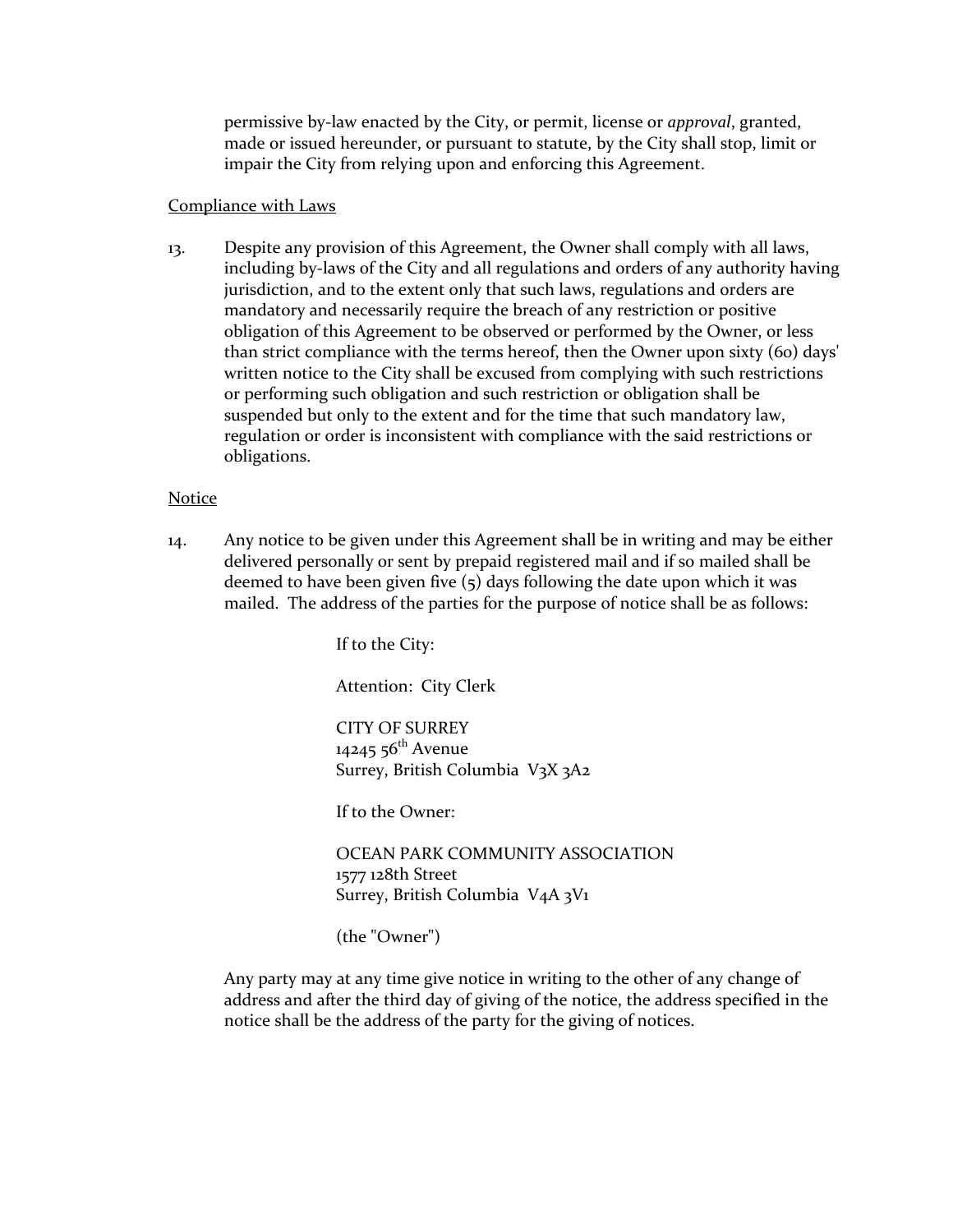permissive by-law enacted by the City, or permit, license or *approval*, granted, made or issued hereunder, or pursuant to statute, by the City shall stop, limit or impair the City from relying upon and enforcing this Agreement.

Compliance with Laws

13. Despite any provision of this Agreement, the Owner shall comply with all laws, including by-laws of the City and all regulations and orders of any authority having jurisdiction, and to the extent only that such laws, regulations and orders are mandatory and necessarily require the breach of any restriction or positive obligation of this Agreement to be observed or performed by the Owner, or less than strict compliance with the terms hereof, then the Owner upon sixty (60) days' written notice to the City shall be excused from complying with such restrictions or performing such obligation and such restriction or obligation shall be suspended but only to the extent and for the time that such mandatory law, regulation or order is inconsistent with compliance with the said restrictions or obligations.

Notice

14. Any notice to be given under this Agreement shall be in writing and may be either delivered personally or sent by prepaid registered mail and if so mailed shall be deemed to have been given five (5) days following the date upon which it was mailed. The address of the parties for the purpose of notice shall be as follows:

If to the City:

Attention: City Clerk

CITY OF SURREY
14245 56th Avenue
Surrey, British Columbia V3X 3A2

If to the Owner:

OCEAN PARK COMMUNITY ASSOCIATION
1577 128th Street
Surrey, British Columbia V4A 3V1

(the "Owner")

Any party may at any time give notice in writing to the other of any change of address and after the third day of giving of the notice, the address specified in the notice shall be the address of the party for the giving of notices.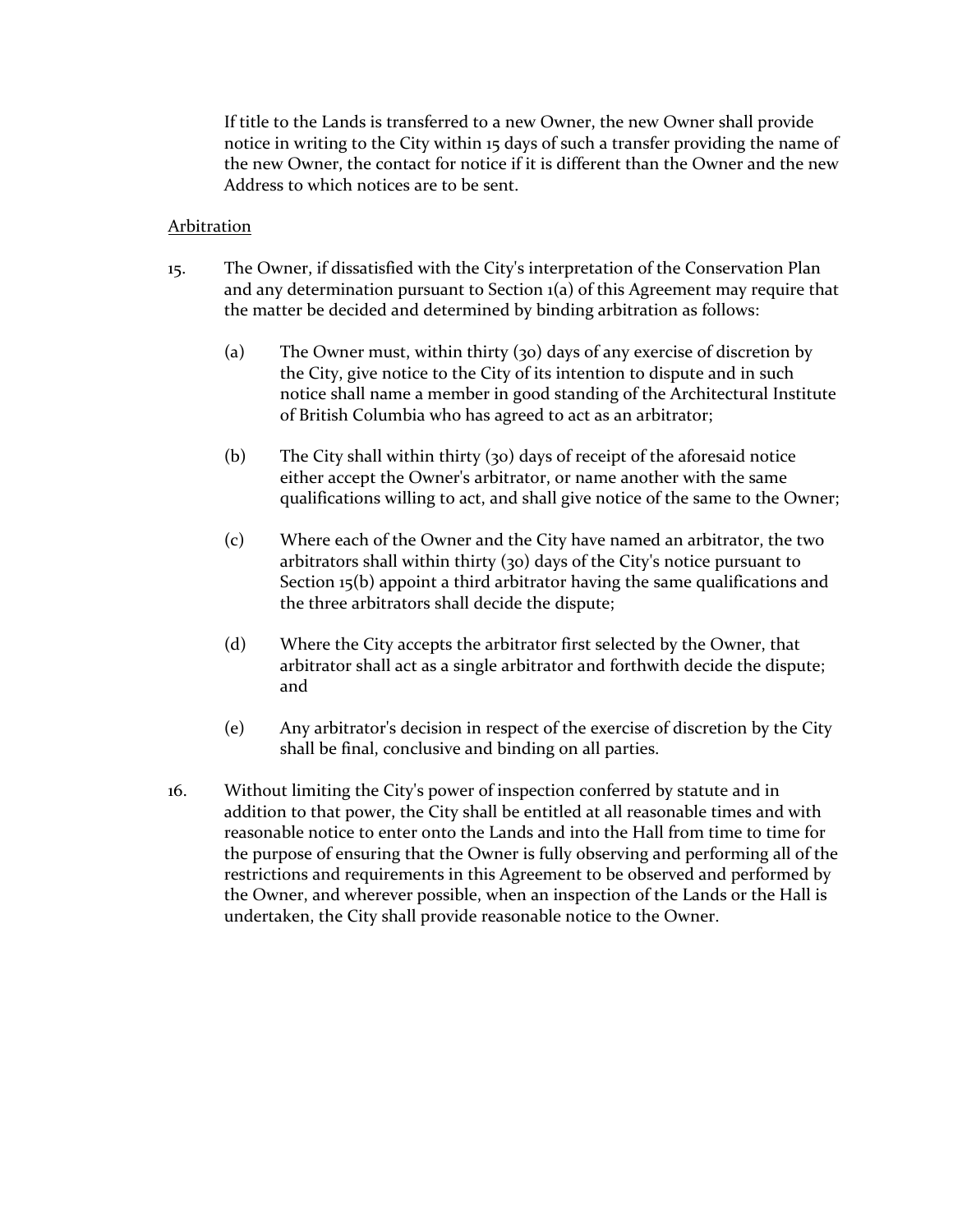If title to the Lands is transferred to a new Owner, the new Owner shall provide notice in writing to the City within 15 days of such a transfer providing the name of the new Owner, the contact for notice if it is different than the Owner and the new Address to which notices are to be sent.

Arbitration

15. The Owner, if dissatisfied with the City's interpretation of the Conservation Plan and any determination pursuant to Section 1(a) of this Agreement may require that the matter be decided and determined by binding arbitration as follows:

    (a) The Owner must, within thirty (30) days of any exercise of discretion by the City, give notice to the City of its intention to dispute and in such notice shall name a member in good standing of the Architectural Institute of British Columbia who has agreed to act as an arbitrator;

    (b) The City shall within thirty (30) days of receipt of the aforesaid notice either accept the Owner's arbitrator, or name another with the same qualifications willing to act, and shall give notice of the same to the Owner;

    (c) Where each of the Owner and the City have named an arbitrator, the two arbitrators shall within thirty (30) days of the City's notice pursuant to Section 15(b) appoint a third arbitrator having the same qualifications and the three arbitrators shall decide the dispute;

    (d) Where the City accepts the arbitrator first selected by the Owner, that arbitrator shall act as a single arbitrator and forthwith decide the dispute; and

    (e) Any arbitrator's decision in respect of the exercise of discretion by the City shall be final, conclusive and binding on all parties.

16. Without limiting the City's power of inspection conferred by statute and in addition to that power, the City shall be entitled at all reasonable times and with reasonable notice to enter onto the Lands and into the Hall from time to time for the purpose of ensuring that the Owner is fully observing and performing all of the restrictions and requirements in this Agreement to be observed and performed by the Owner, and wherever possible, when an inspection of the Lands or the Hall is undertaken, the City shall provide reasonable notice to the Owner.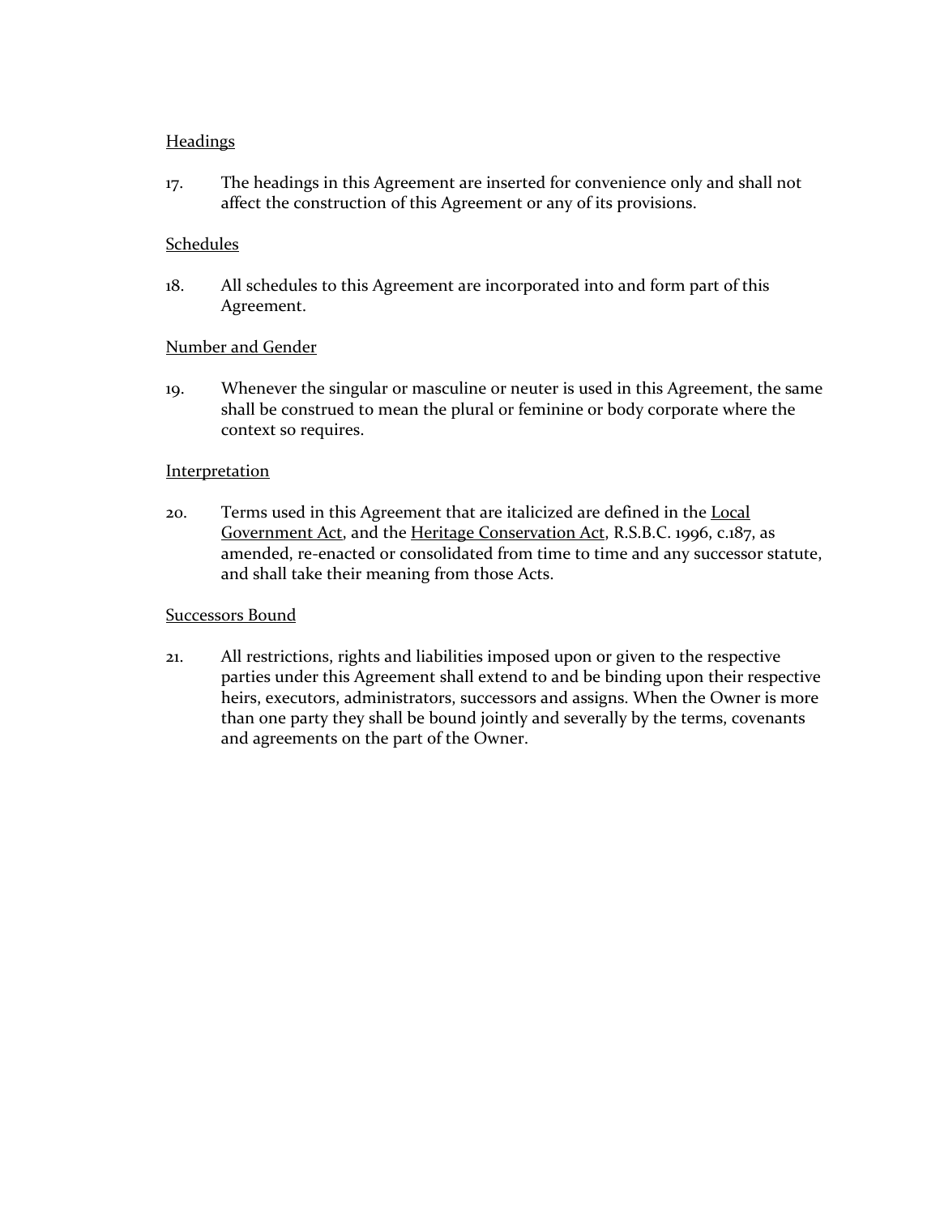Headings

17. The headings in this Agreement are inserted for convenience only and shall not affect the construction of this Agreement or any of its provisions.

Schedules

18. All schedules to this Agreement are incorporated into and form part of this Agreement.

Number and Gender

19. Whenever the singular or masculine or neuter is used in this Agreement, the same shall be construed to mean the plural or feminine or body corporate where the context so requires.

Interpretation

20. Terms used in this Agreement that are italicized are defined in the Local Government Act, and the Heritage Conservation Act, R.S.B.C. 1996, c.187, as amended, re-enacted or consolidated from time to time and any successor statute, and shall take their meaning from those Acts.

Successors Bound

21. All restrictions, rights and liabilities imposed upon or given to the respective parties under this Agreement shall extend to and be binding upon their respective heirs, executors, administrators, successors and assigns. When the Owner is more than one party they shall be bound jointly and severally by the terms, covenants and agreements on the part of the Owner.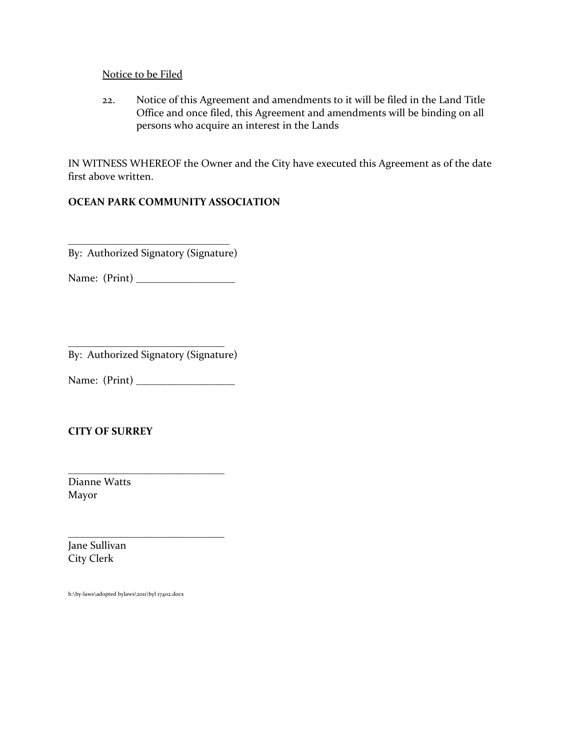<u>Notice to be Filed</u>

22. Notice of this Agreement and amendments to it will be filed in the Land Title Office and once filed, this Agreement and amendments will be binding on all persons who acquire an interest in the Lands

IN WITNESS WHEREOF the Owner and the City have executed this Agreement as of the date first above written.

**OCEAN PARK COMMUNITY ASSOCIATION**

_______________________________
By: Authorized Signatory (Signature)

Name: (Print) ___________________

_______________________________
By: Authorized Signatory (Signature)

Name: (Print) ___________________

**CITY OF SURREY**

_______________________________
Dianne Watts
Mayor

_______________________________
Jane Sullivan
City Clerk

h:\by-laws\adopted bylaws\2011\byl 17402.docx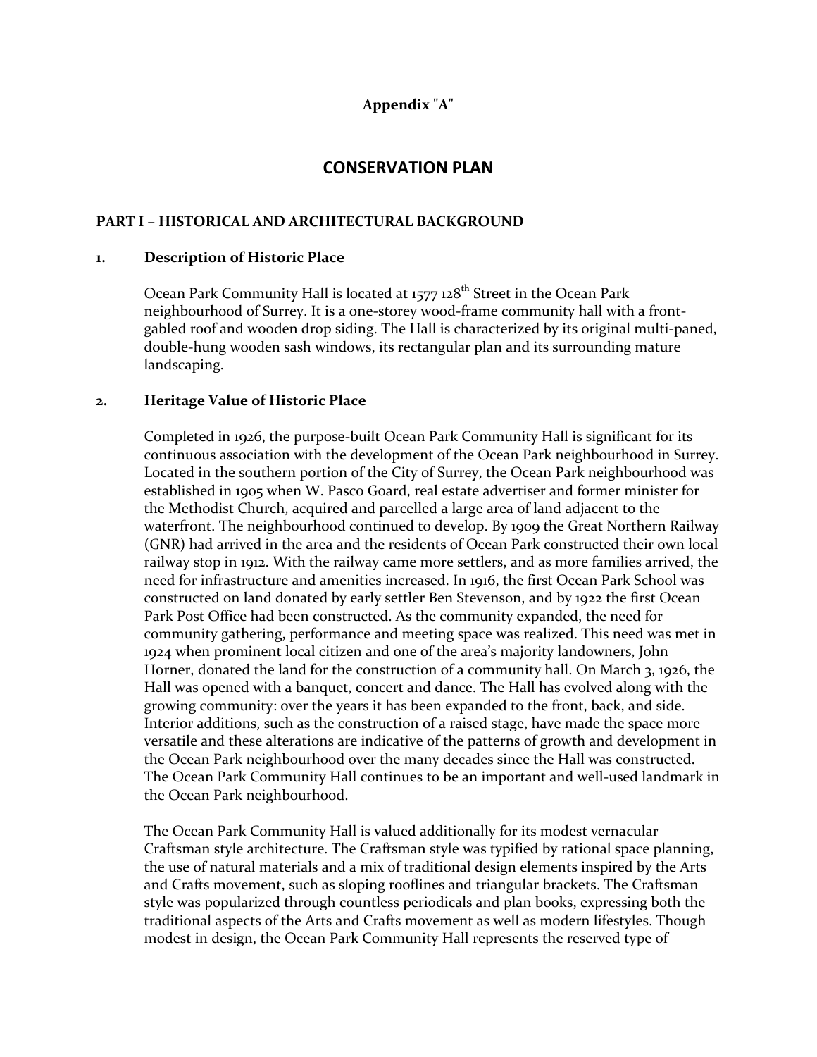**Appendix "A"**

# CONSERVATION PLAN

## PART I – HISTORICAL AND ARCHITECTURAL BACKGROUND

### 1. Description of Historic Place

Ocean Park Community Hall is located at 1577 128th Street in the Ocean Park neighbourhood of Surrey. It is a one-storey wood-frame community hall with a front-gabled roof and wooden drop siding. The Hall is characterized by its original multi-paned, double-hung wooden sash windows, its rectangular plan and its surrounding mature landscaping.

### 2. Heritage Value of Historic Place

Completed in 1926, the purpose-built Ocean Park Community Hall is significant for its continuous association with the development of the Ocean Park neighbourhood in Surrey. Located in the southern portion of the City of Surrey, the Ocean Park neighbourhood was established in 1905 when W. Pasco Goard, real estate advertiser and former minister for the Methodist Church, acquired and parcelled a large area of land adjacent to the waterfront. The neighbourhood continued to develop. By 1909 the Great Northern Railway (GNR) had arrived in the area and the residents of Ocean Park constructed their own local railway stop in 1912. With the railway came more settlers, and as more families arrived, the need for infrastructure and amenities increased. In 1916, the first Ocean Park School was constructed on land donated by early settler Ben Stevenson, and by 1922 the first Ocean Park Post Office had been constructed. As the community expanded, the need for community gathering, performance and meeting space was realized. This need was met in 1924 when prominent local citizen and one of the area's majority landowners, John Horner, donated the land for the construction of a community hall. On March 3, 1926, the Hall was opened with a banquet, concert and dance. The Hall has evolved along with the growing community: over the years it has been expanded to the front, back, and side. Interior additions, such as the construction of a raised stage, have made the space more versatile and these alterations are indicative of the patterns of growth and development in the Ocean Park neighbourhood over the many decades since the Hall was constructed. The Ocean Park Community Hall continues to be an important and well-used landmark in the Ocean Park neighbourhood.

The Ocean Park Community Hall is valued additionally for its modest vernacular Craftsman style architecture. The Craftsman style was typified by rational space planning, the use of natural materials and a mix of traditional design elements inspired by the Arts and Crafts movement, such as sloping rooflines and triangular brackets. The Craftsman style was popularized through countless periodicals and plan books, expressing both the traditional aspects of the Arts and Crafts movement as well as modern lifestyles. Though modest in design, the Ocean Park Community Hall represents the reserved type of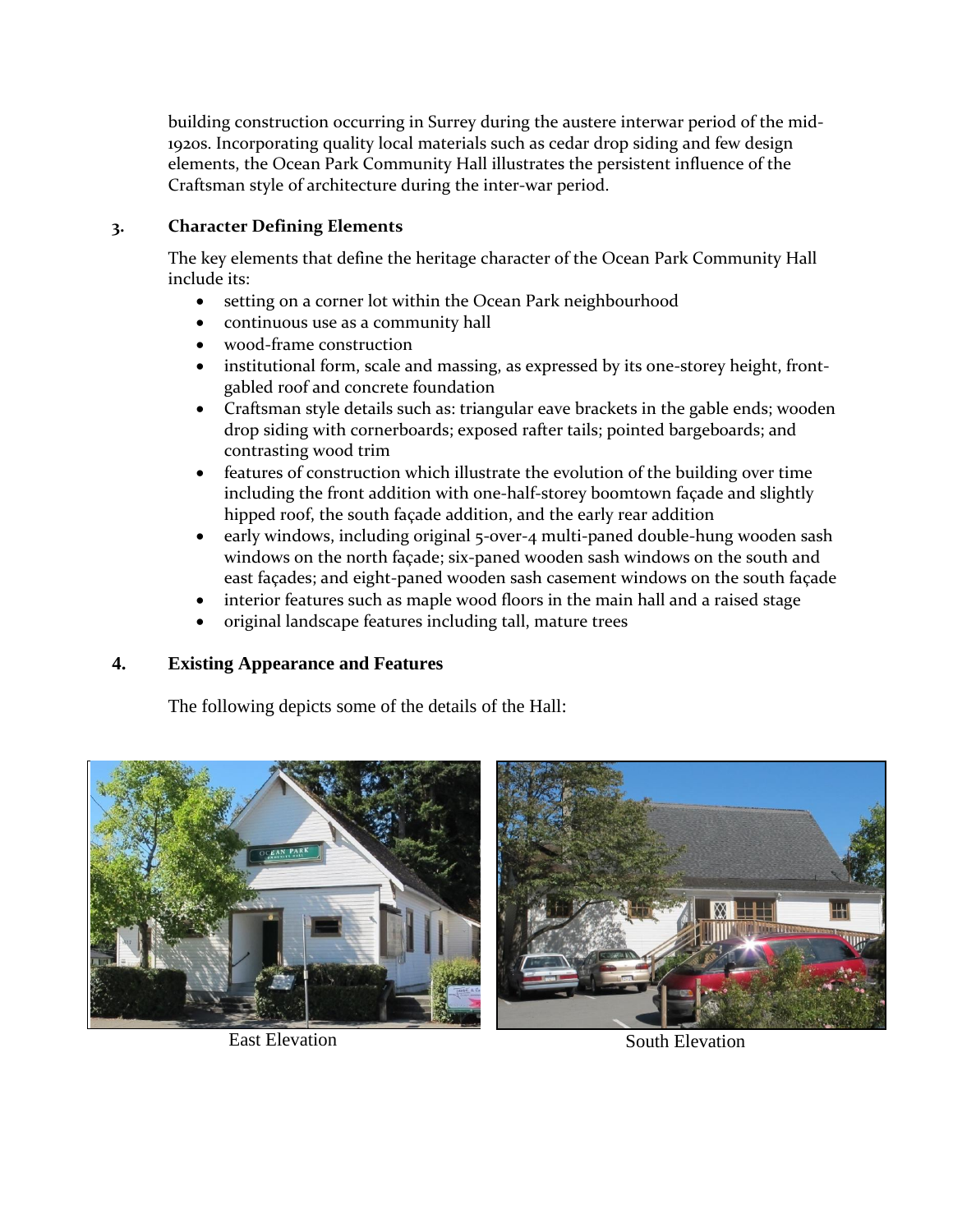building construction occurring in Surrey during the austere interwar period of the mid-1920s. Incorporating quality local materials such as cedar drop siding and few design elements, the Ocean Park Community Hall illustrates the persistent influence of the Craftsman style of architecture during the inter-war period.

## 3. Character Defining Elements

The key elements that define the heritage character of the Ocean Park Community Hall include its:

- setting on a corner lot within the Ocean Park neighbourhood
- continuous use as a community hall
- wood-frame construction
- institutional form, scale and massing, as expressed by its one-storey height, front-gabled roof and concrete foundation
- Craftsman style details such as: triangular eave brackets in the gable ends; wooden drop siding with cornerboards; exposed rafter tails; pointed bargeboards; and contrasting wood trim
- features of construction which illustrate the evolution of the building over time including the front addition with one-half-storey boomtown façade and slightly hipped roof, the south façade addition, and the early rear addition
- early windows, including original 5-over-4 multi-paned double-hung wooden sash windows on the north façade; six-paned wooden sash windows on the south and east façades; and eight-paned wooden sash casement windows on the south façade
- interior features such as maple wood floors in the main hall and a raised stage
- original landscape features including tall, mature trees

## 4. Existing Appearance and Features

The following depicts some of the details of the Hall:

East Elevation

South Elevation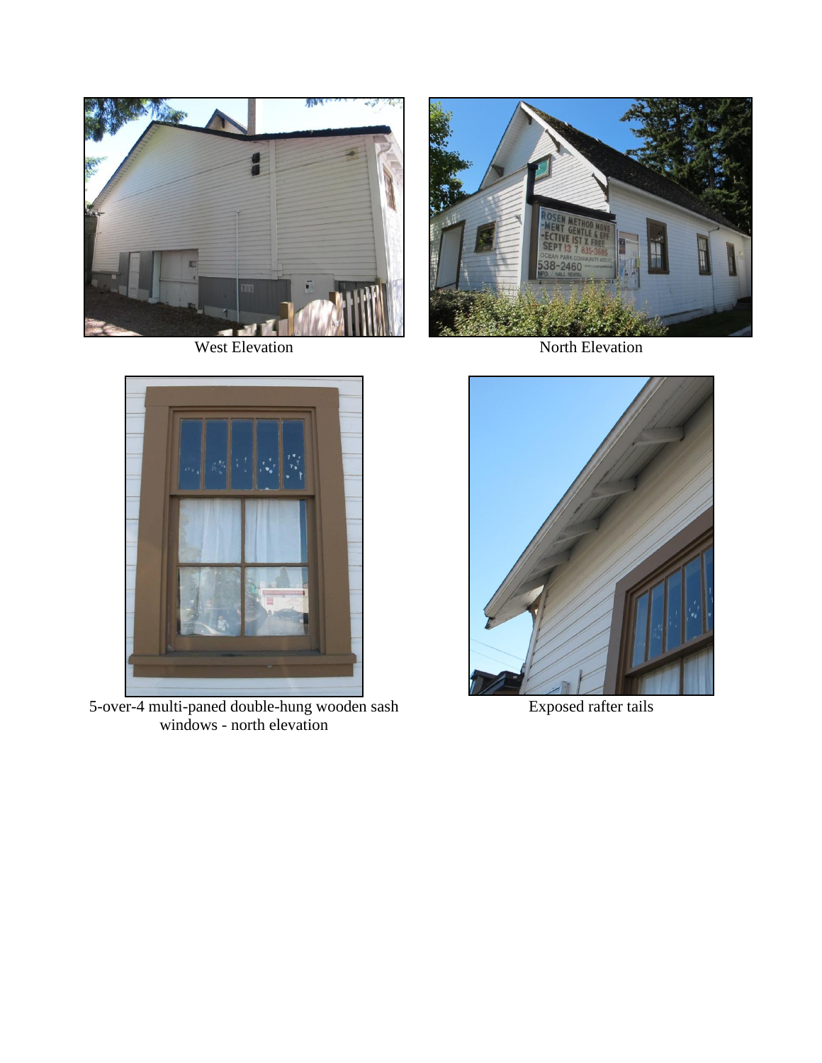West Elevation

North Elevation

5-over-4 multi-paned double-hung wooden sash windows - north elevation

Exposed rafter tails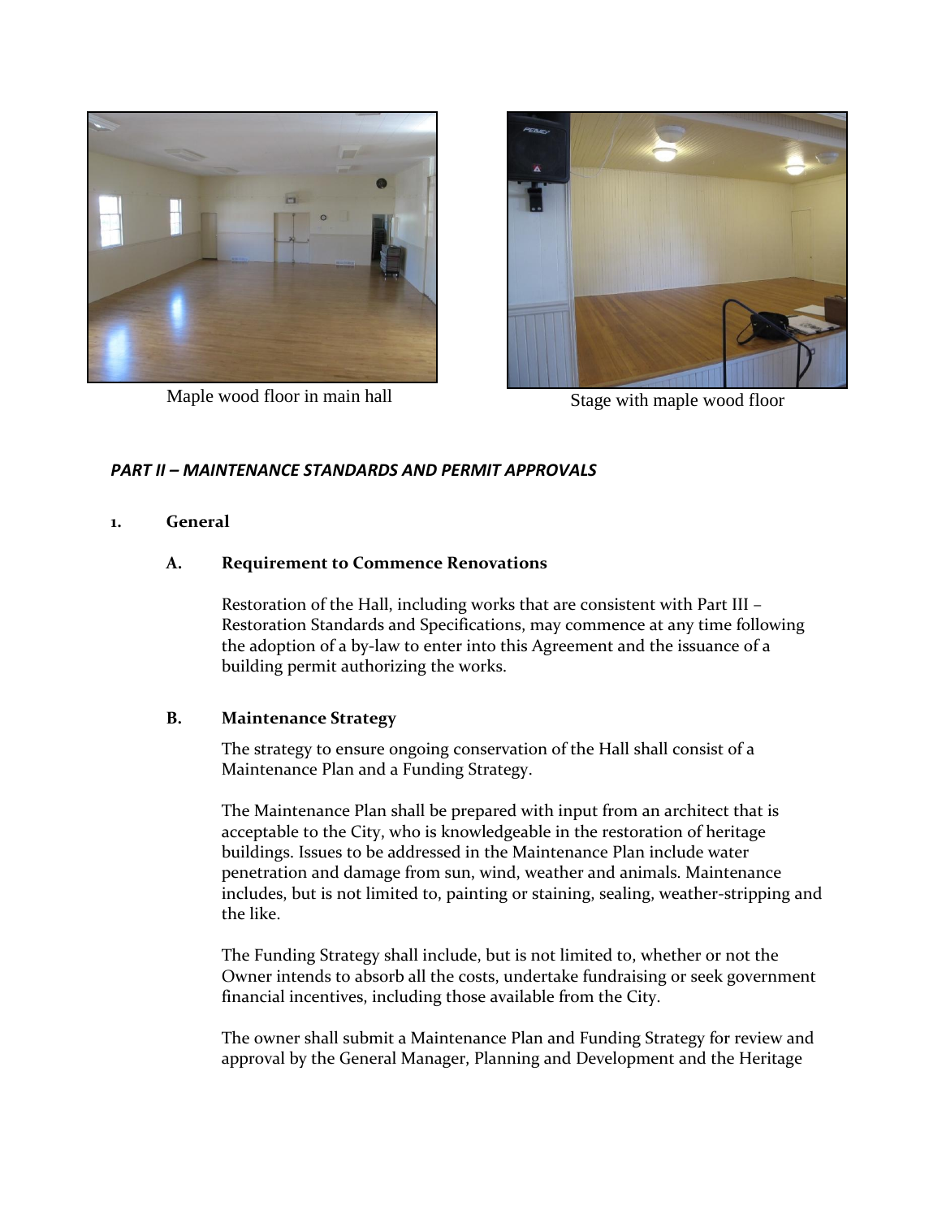Maple wood floor in main hall

Stage with maple wood floor

***PART II – MAINTENANCE STANDARDS AND PERMIT APPROVALS***

**1. General**

**A. Requirement to Commence Renovations**

Restoration of the Hall, including works that are consistent with Part III – Restoration Standards and Specifications, may commence at any time following the adoption of a by-law to enter into this Agreement and the issuance of a building permit authorizing the works.

**B. Maintenance Strategy**

The strategy to ensure ongoing conservation of the Hall shall consist of a Maintenance Plan and a Funding Strategy.

The Maintenance Plan shall be prepared with input from an architect that is acceptable to the City, who is knowledgeable in the restoration of heritage buildings. Issues to be addressed in the Maintenance Plan include water penetration and damage from sun, wind, weather and animals. Maintenance includes, but is not limited to, painting or staining, sealing, weather-stripping and the like.

The Funding Strategy shall include, but is not limited to, whether or not the Owner intends to absorb all the costs, undertake fundraising or seek government financial incentives, including those available from the City.

The owner shall submit a Maintenance Plan and Funding Strategy for review and approval by the General Manager, Planning and Development and the Heritage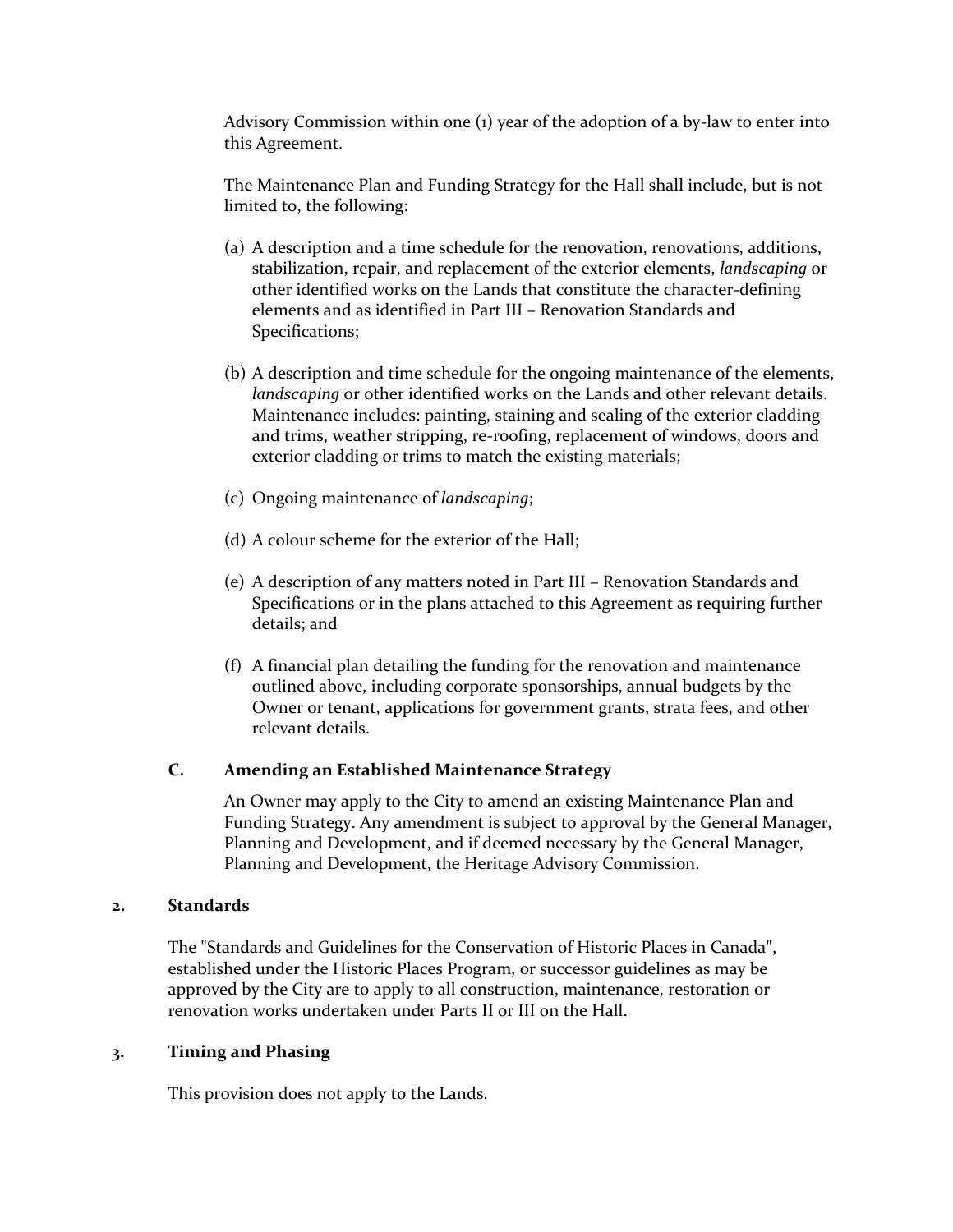Advisory Commission within one (1) year of the adoption of a by-law to enter into this Agreement.

The Maintenance Plan and Funding Strategy for the Hall shall include, but is not limited to, the following:

(a) A description and a time schedule for the renovation, renovations, additions, stabilization, repair, and replacement of the exterior elements, *landscaping* or other identified works on the Lands that constitute the character-defining elements and as identified in Part III – Renovation Standards and Specifications;

(b) A description and time schedule for the ongoing maintenance of the elements, *landscaping* or other identified works on the Lands and other relevant details. Maintenance includes: painting, staining and sealing of the exterior cladding and trims, weather stripping, re-roofing, replacement of windows, doors and exterior cladding or trims to match the existing materials;

(c) Ongoing maintenance of *landscaping*;

(d) A colour scheme for the exterior of the Hall;

(e) A description of any matters noted in Part III – Renovation Standards and Specifications or in the plans attached to this Agreement as requiring further details; and

(f) A financial plan detailing the funding for the renovation and maintenance outlined above, including corporate sponsorships, annual budgets by the Owner or tenant, applications for government grants, strata fees, and other relevant details.

### C. Amending an Established Maintenance Strategy

An Owner may apply to the City to amend an existing Maintenance Plan and Funding Strategy. Any amendment is subject to approval by the General Manager, Planning and Development, and if deemed necessary by the General Manager, Planning and Development, the Heritage Advisory Commission.

## 2. Standards

The "Standards and Guidelines for the Conservation of Historic Places in Canada", established under the Historic Places Program, or successor guidelines as may be approved by the City are to apply to all construction, maintenance, restoration or renovation works undertaken under Parts II or III on the Hall.

## 3. Timing and Phasing

This provision does not apply to the Lands.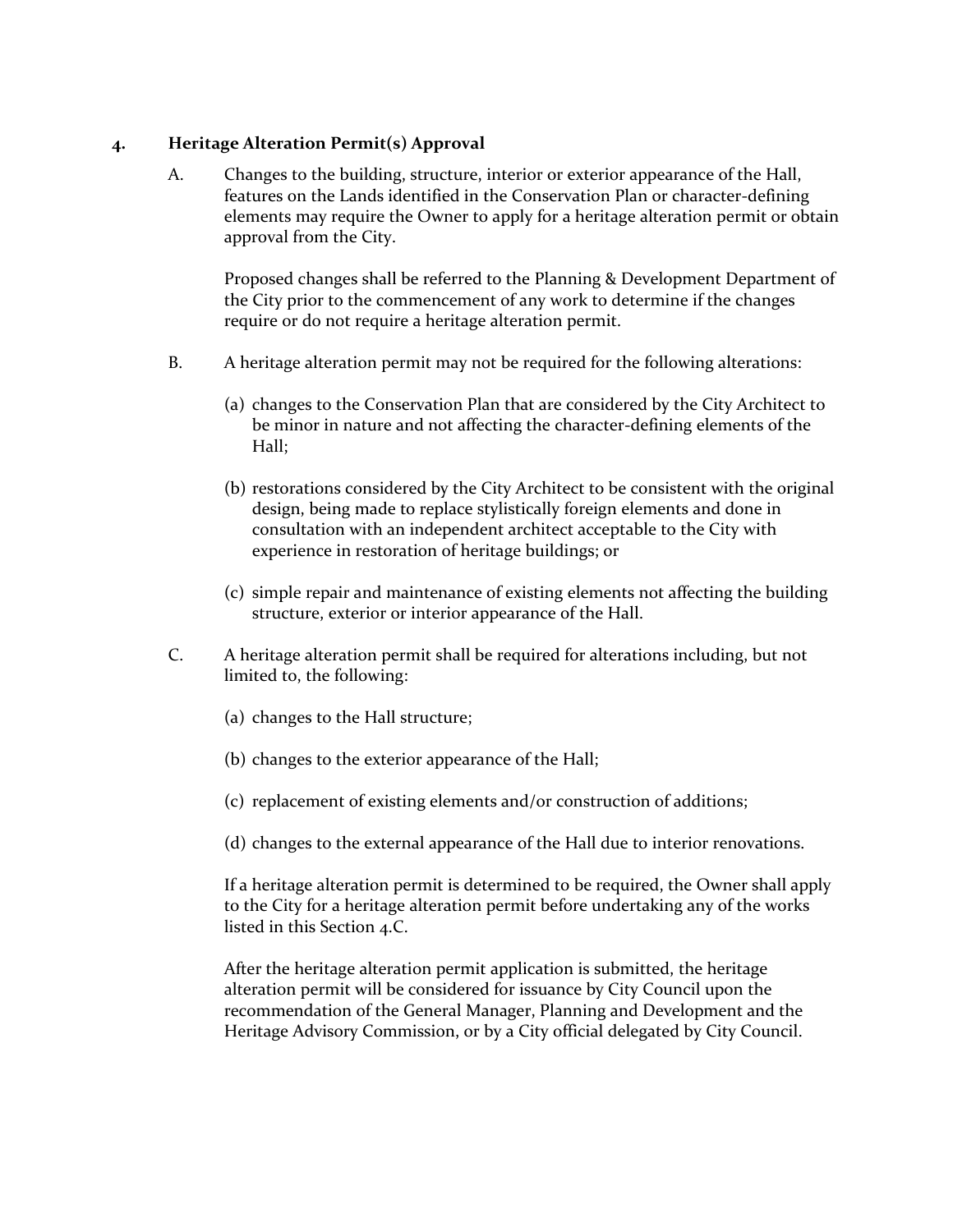## 4. Heritage Alteration Permit(s) Approval

A. Changes to the building, structure, interior or exterior appearance of the Hall, features on the Lands identified in the Conservation Plan or character-defining elements may require the Owner to apply for a heritage alteration permit or obtain approval from the City.

   Proposed changes shall be referred to the Planning & Development Department of the City prior to the commencement of any work to determine if the changes require or do not require a heritage alteration permit.

B. A heritage alteration permit may not be required for the following alterations:

   (a) changes to the Conservation Plan that are considered by the City Architect to be minor in nature and not affecting the character-defining elements of the Hall;

   (b) restorations considered by the City Architect to be consistent with the original design, being made to replace stylistically foreign elements and done in consultation with an independent architect acceptable to the City with experience in restoration of heritage buildings; or

   (c) simple repair and maintenance of existing elements not affecting the building structure, exterior or interior appearance of the Hall.

C. A heritage alteration permit shall be required for alterations including, but not limited to, the following:

   (a) changes to the Hall structure;

   (b) changes to the exterior appearance of the Hall;

   (c) replacement of existing elements and/or construction of additions;

   (d) changes to the external appearance of the Hall due to interior renovations.

   If a heritage alteration permit is determined to be required, the Owner shall apply to the City for a heritage alteration permit before undertaking any of the works listed in this Section 4.C.

   After the heritage alteration permit application is submitted, the heritage alteration permit will be considered for issuance by City Council upon the recommendation of the General Manager, Planning and Development and the Heritage Advisory Commission, or by a City official delegated by City Council.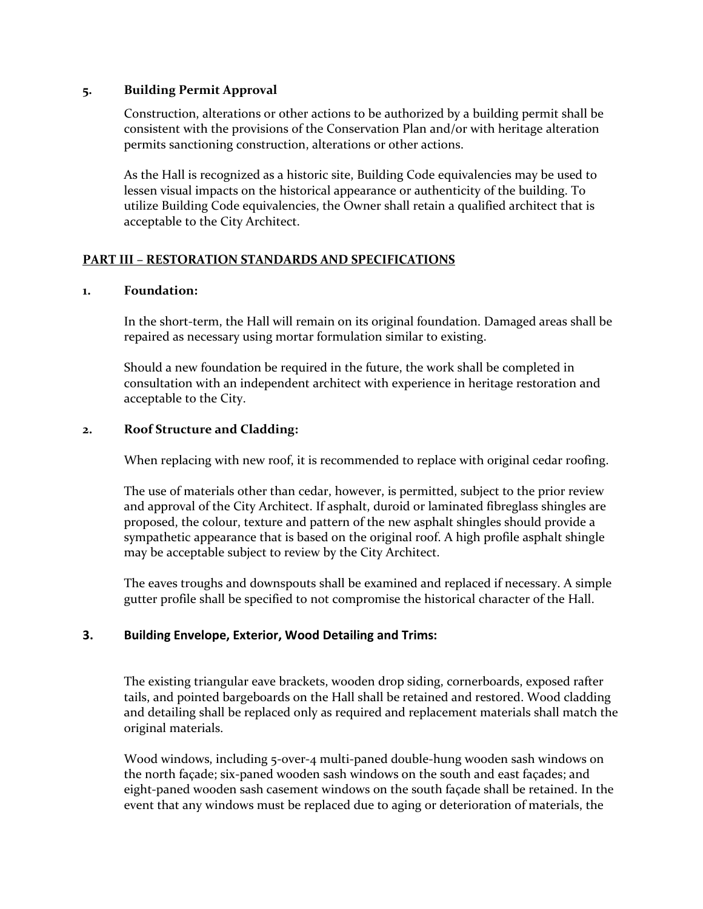**5. Building Permit Approval**

Construction, alterations or other actions to be authorized by a building permit shall be consistent with the provisions of the Conservation Plan and/or with heritage alteration permits sanctioning construction, alterations or other actions.

As the Hall is recognized as a historic site, Building Code equivalencies may be used to lessen visual impacts on the historical appearance or authenticity of the building. To utilize Building Code equivalencies, the Owner shall retain a qualified architect that is acceptable to the City Architect.

## PART III – RESTORATION STANDARDS AND SPECIFICATIONS

**1. Foundation:**

In the short-term, the Hall will remain on its original foundation. Damaged areas shall be repaired as necessary using mortar formulation similar to existing.

Should a new foundation be required in the future, the work shall be completed in consultation with an independent architect with experience in heritage restoration and acceptable to the City.

**2. Roof Structure and Cladding:**

When replacing with new roof, it is recommended to replace with original cedar roofing.

The use of materials other than cedar, however, is permitted, subject to the prior review and approval of the City Architect. If asphalt, duroid or laminated fibreglass shingles are proposed, the colour, texture and pattern of the new asphalt shingles should provide a sympathetic appearance that is based on the original roof. A high profile asphalt shingle may be acceptable subject to review by the City Architect.

The eaves troughs and downspouts shall be examined and replaced if necessary. A simple gutter profile shall be specified to not compromise the historical character of the Hall.

**3. Building Envelope, Exterior, Wood Detailing and Trims:**

The existing triangular eave brackets, wooden drop siding, cornerboards, exposed rafter tails, and pointed bargeboards on the Hall shall be retained and restored. Wood cladding and detailing shall be replaced only as required and replacement materials shall match the original materials.

Wood windows, including 5-over-4 multi-paned double-hung wooden sash windows on the north façade; six-paned wooden sash windows on the south and east façades; and eight-paned wooden sash casement windows on the south façade shall be retained. In the event that any windows must be replaced due to aging or deterioration of materials, the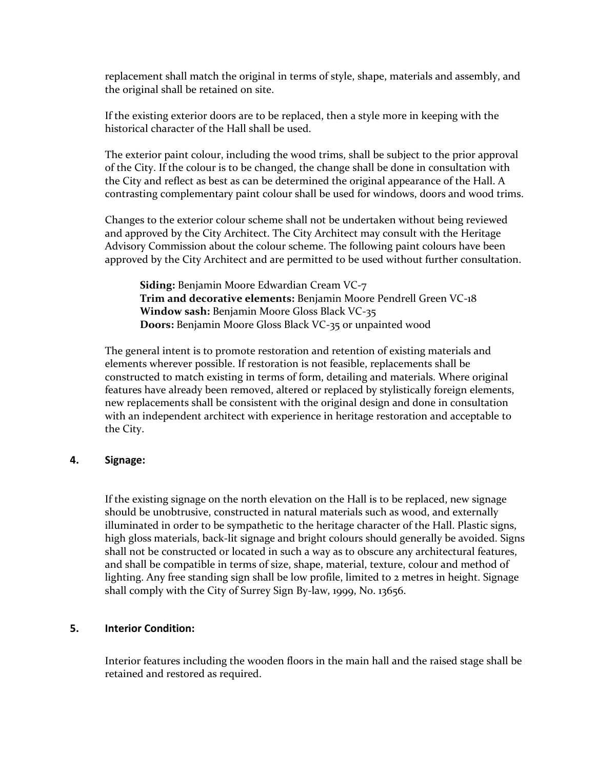replacement shall match the original in terms of style, shape, materials and assembly, and the original shall be retained on site.

If the existing exterior doors are to be replaced, then a style more in keeping with the historical character of the Hall shall be used.

The exterior paint colour, including the wood trims, shall be subject to the prior approval of the City. If the colour is to be changed, the change shall be done in consultation with the City and reflect as best as can be determined the original appearance of the Hall. A contrasting complementary paint colour shall be used for windows, doors and wood trims.

Changes to the exterior colour scheme shall not be undertaken without being reviewed and approved by the City Architect. The City Architect may consult with the Heritage Advisory Commission about the colour scheme. The following paint colours have been approved by the City Architect and are permitted to be used without further consultation.

**Siding:** Benjamin Moore Edwardian Cream VC-7
**Trim and decorative elements:** Benjamin Moore Pendrell Green VC-18
**Window sash:** Benjamin Moore Gloss Black VC-35
**Doors:** Benjamin Moore Gloss Black VC-35 or unpainted wood

The general intent is to promote restoration and retention of existing materials and elements wherever possible. If restoration is not feasible, replacements shall be constructed to match existing in terms of form, detailing and materials. Where original features have already been removed, altered or replaced by stylistically foreign elements, new replacements shall be consistent with the original design and done in consultation with an independent architect with experience in heritage restoration and acceptable to the City.

**4. Signage:**

If the existing signage on the north elevation on the Hall is to be replaced, new signage should be unobtrusive, constructed in natural materials such as wood, and externally illuminated in order to be sympathetic to the heritage character of the Hall. Plastic signs, high gloss materials, back-lit signage and bright colours should generally be avoided. Signs shall not be constructed or located in such a way as to obscure any architectural features, and shall be compatible in terms of size, shape, material, texture, colour and method of lighting. Any free standing sign shall be low profile, limited to 2 metres in height. Signage shall comply with the City of Surrey Sign By-law, 1999, No. 13656.

**5. Interior Condition:**

Interior features including the wooden floors in the main hall and the raised stage shall be retained and restored as required.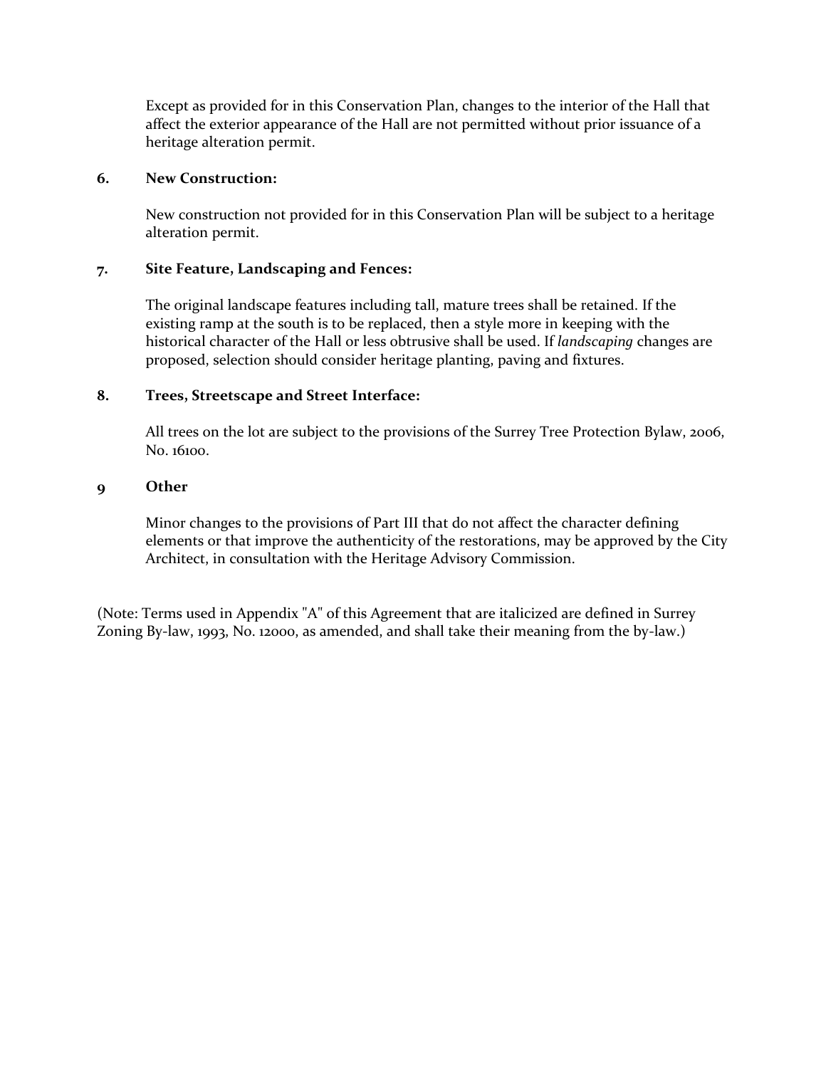Except as provided for in this Conservation Plan, changes to the interior of the Hall that affect the exterior appearance of the Hall are not permitted without prior issuance of a heritage alteration permit.

**6. New Construction:**

New construction not provided for in this Conservation Plan will be subject to a heritage alteration permit.

**7. Site Feature, Landscaping and Fences:**

The original landscape features including tall, mature trees shall be retained. If the existing ramp at the south is to be replaced, then a style more in keeping with the historical character of the Hall or less obtrusive shall be used. If *landscaping* changes are proposed, selection should consider heritage planting, paving and fixtures.

**8. Trees, Streetscape and Street Interface:**

All trees on the lot are subject to the provisions of the Surrey Tree Protection Bylaw, 2006, No. 16100.

**9 Other**

Minor changes to the provisions of Part III that do not affect the character defining elements or that improve the authenticity of the restorations, may be approved by the City Architect, in consultation with the Heritage Advisory Commission.

(Note: Terms used in Appendix "A" of this Agreement that are italicized are defined in Surrey Zoning By-law, 1993, No. 12000, as amended, and shall take their meaning from the by-law.)